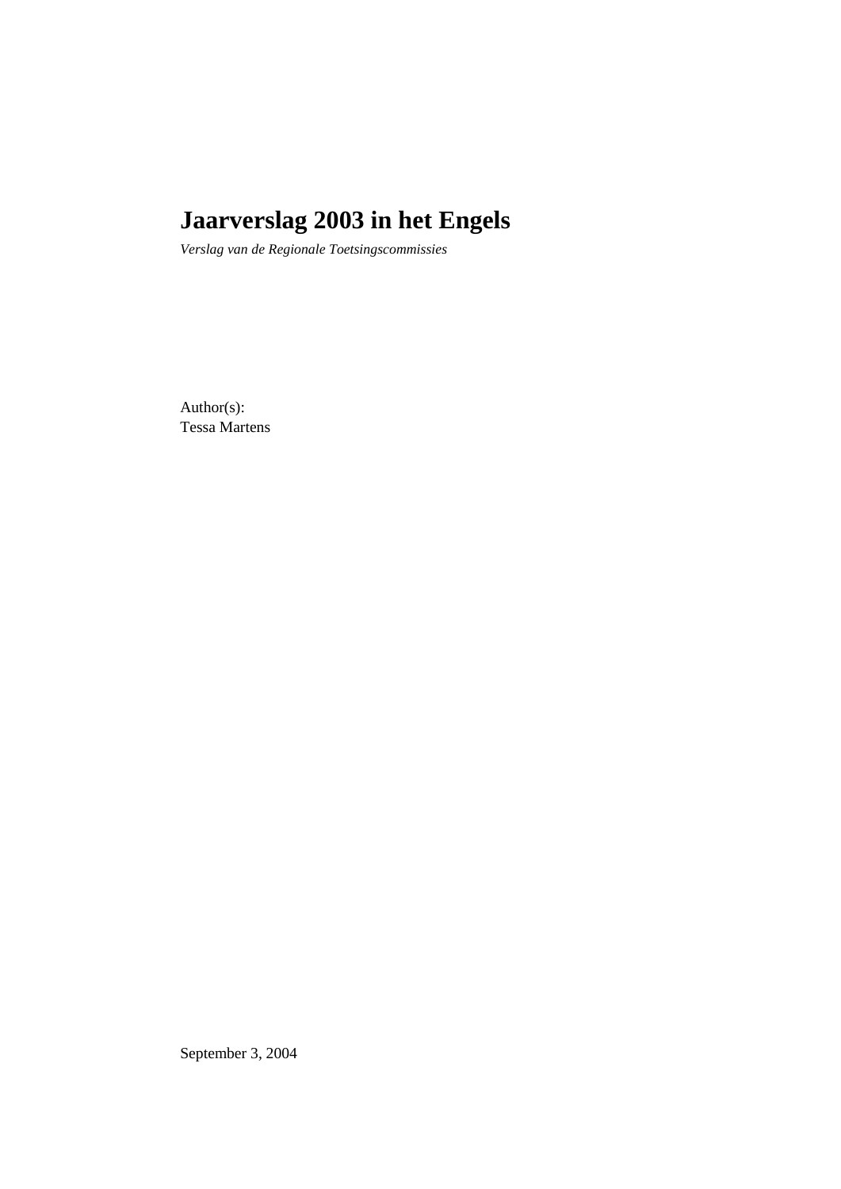# Jaarverslag 2003 in het Engels

*Verslag van de Regionale Toetsingscommissies*

Author(s):
Tessa Martens

September 3, 2004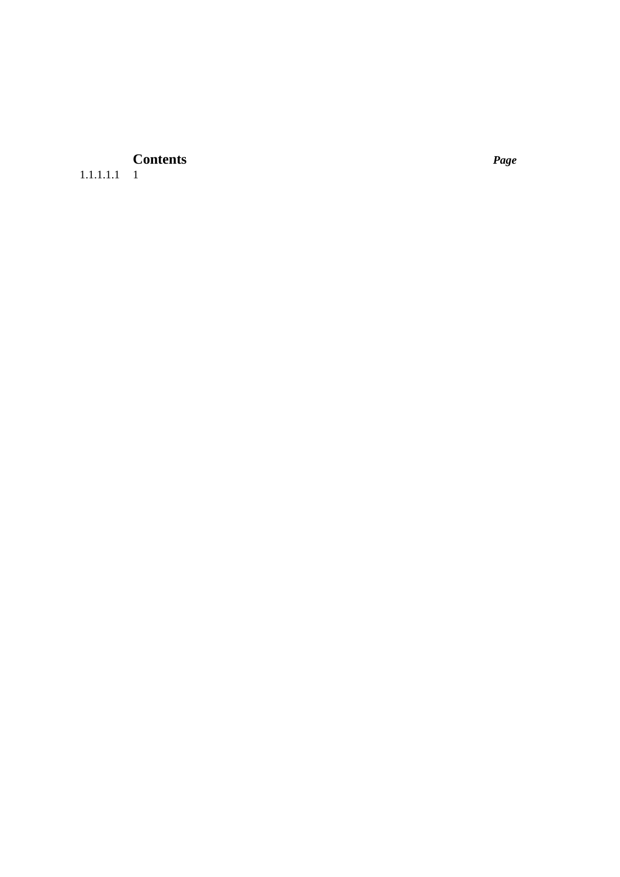**Contents** ***Page***

1.1.1.1.1 1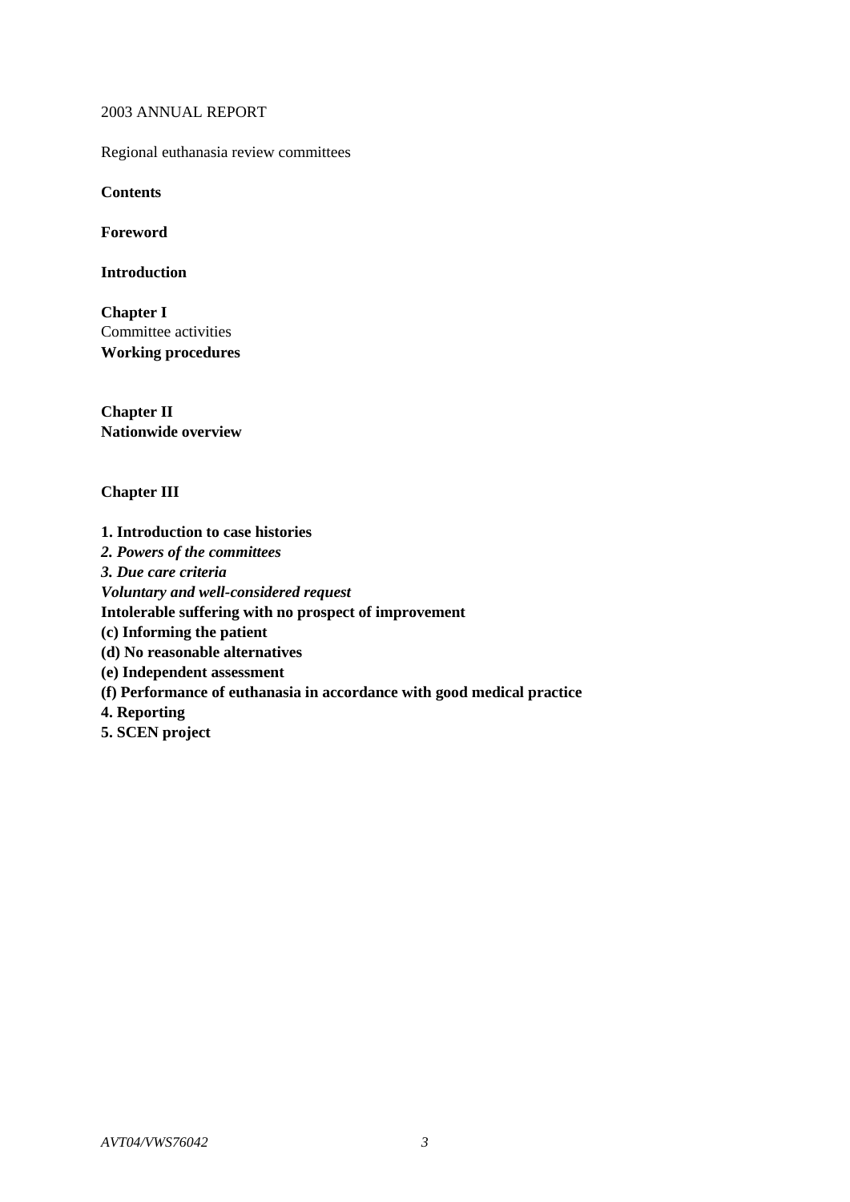2003 ANNUAL REPORT

Regional euthanasia review committees

**Contents**

**Foreword**

**Introduction**

**Chapter I**
Committee activities
**Working procedures**

**Chapter II**
**Nationwide overview**

**Chapter III**

**1. Introduction to case histories**
***2. Powers of the committees***
***3. Due care criteria***
***Voluntary and well-considered request***
**Intolerable suffering with no prospect of improvement**
**(c) Informing the patient**
**(d) No reasonable alternatives**
**(e) Independent assessment**
**(f) Performance of euthanasia in accordance with good medical practice**
**4. Reporting**
**5. SCEN project**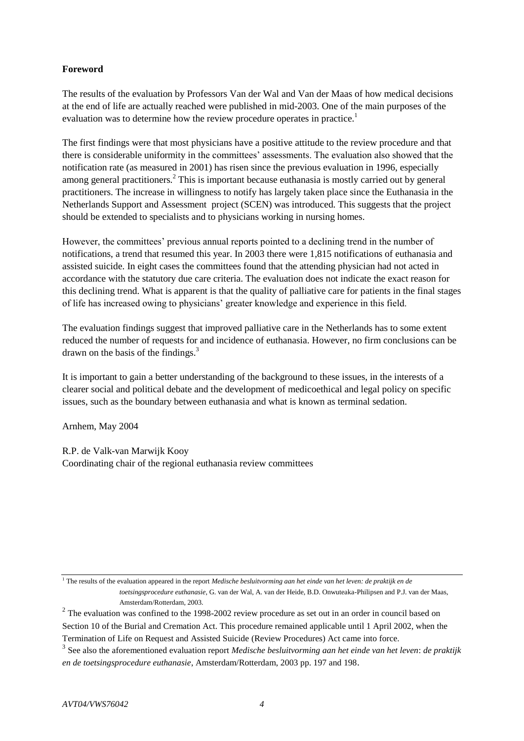**Foreword**

The results of the evaluation by Professors Van der Wal and Van der Maas of how medical decisions at the end of life are actually reached were published in mid-2003. One of the main purposes of the evaluation was to determine how the review procedure operates in practice.[1]

The first findings were that most physicians have a positive attitude to the review procedure and that there is considerable uniformity in the committees' assessments. The evaluation also showed that the notification rate (as measured in 2001) has risen since the previous evaluation in 1996, especially among general practitioners.[2] This is important because euthanasia is mostly carried out by general practitioners. The increase in willingness to notify has largely taken place since the Euthanasia in the Netherlands Support and Assessment project (SCEN) was introduced. This suggests that the project should be extended to specialists and to physicians working in nursing homes.

However, the committees' previous annual reports pointed to a declining trend in the number of notifications, a trend that resumed this year. In 2003 there were 1,815 notifications of euthanasia and assisted suicide. In eight cases the committees found that the attending physician had not acted in accordance with the statutory due care criteria. The evaluation does not indicate the exact reason for this declining trend. What is apparent is that the quality of palliative care for patients in the final stages of life has increased owing to physicians' greater knowledge and experience in this field.

The evaluation findings suggest that improved palliative care in the Netherlands has to some extent reduced the number of requests for and incidence of euthanasia. However, no firm conclusions can be drawn on the basis of the findings.[3]

It is important to gain a better understanding of the background to these issues, in the interests of a clearer social and political debate and the development of medicoethical and legal policy on specific issues, such as the boundary between euthanasia and what is known as terminal sedation.

Arnhem, May 2004

R.P. de Valk-van Marwijk Kooy
Coordinating chair of the regional euthanasia review committees

---

[1] The results of the evaluation appeared in the report *Medische besluitvorming aan het einde van het leven: de praktijk en de toetsingsprocedure euthanasie*, G. van der Wal, A. van der Heide, B.D. Onwuteaka-Philipsen and P.J. van der Maas, Amsterdam/Rotterdam, 2003.

[2] The evaluation was confined to the 1998-2002 review procedure as set out in an order in council based on Section 10 of the Burial and Cremation Act. This procedure remained applicable until 1 April 2002, when the Termination of Life on Request and Assisted Suicide (Review Procedures) Act came into force.

[3] See also the aforementioned evaluation report *Medische besluitvorming aan het einde van het leven*: *de praktijk en de toetsingsprocedure euthanasie*, Amsterdam/Rotterdam, 2003 pp. 197 and 198.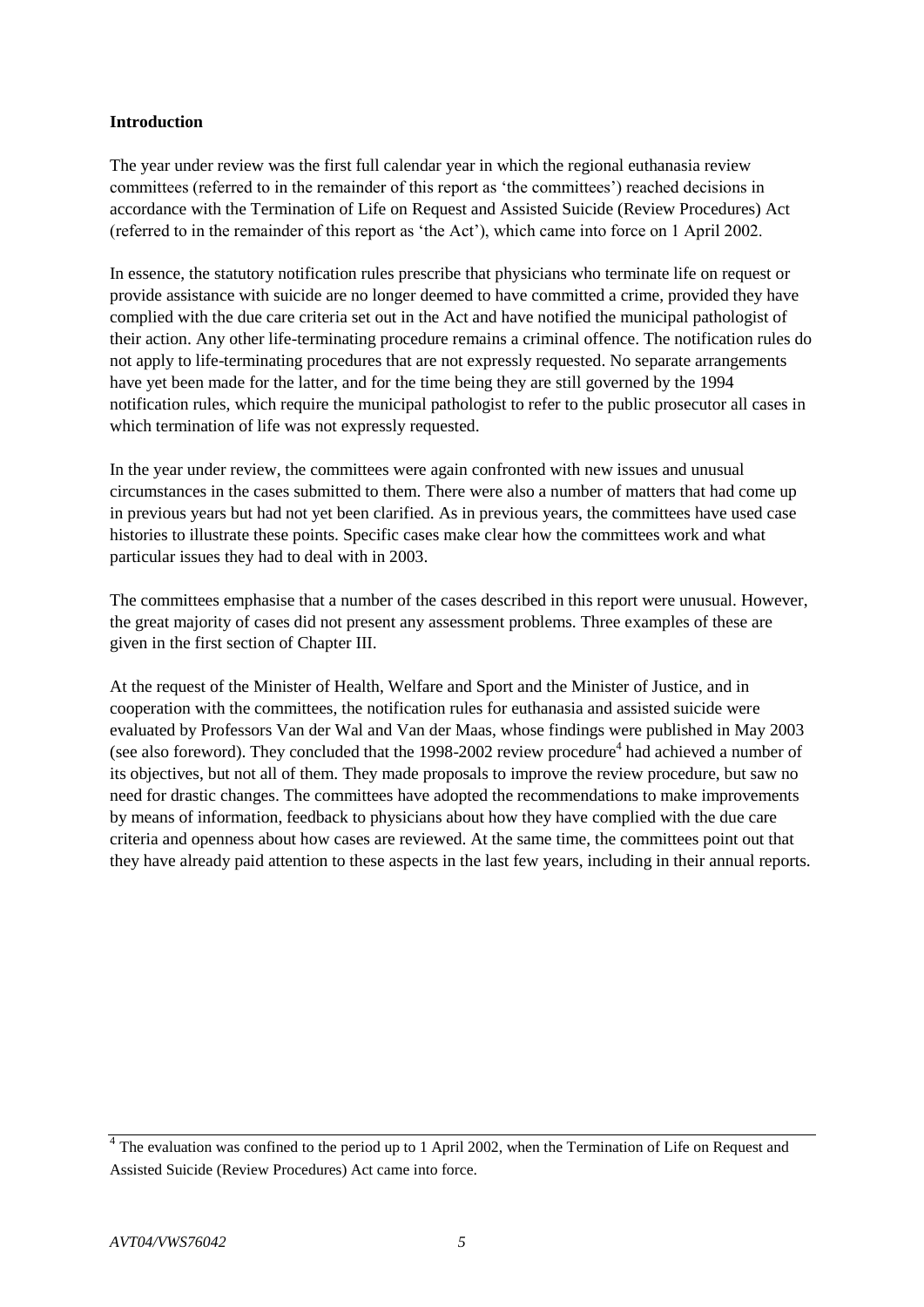**Introduction**

The year under review was the first full calendar year in which the regional euthanasia review committees (referred to in the remainder of this report as 'the committees') reached decisions in accordance with the Termination of Life on Request and Assisted Suicide (Review Procedures) Act (referred to in the remainder of this report as 'the Act'), which came into force on 1 April 2002.

In essence, the statutory notification rules prescribe that physicians who terminate life on request or provide assistance with suicide are no longer deemed to have committed a crime, provided they have complied with the due care criteria set out in the Act and have notified the municipal pathologist of their action. Any other life-terminating procedure remains a criminal offence. The notification rules do not apply to life-terminating procedures that are not expressly requested. No separate arrangements have yet been made for the latter, and for the time being they are still governed by the 1994 notification rules, which require the municipal pathologist to refer to the public prosecutor all cases in which termination of life was not expressly requested.

In the year under review, the committees were again confronted with new issues and unusual circumstances in the cases submitted to them. There were also a number of matters that had come up in previous years but had not yet been clarified. As in previous years, the committees have used case histories to illustrate these points. Specific cases make clear how the committees work and what particular issues they had to deal with in 2003.

The committees emphasise that a number of the cases described in this report were unusual. However, the great majority of cases did not present any assessment problems. Three examples of these are given in the first section of Chapter III.

At the request of the Minister of Health, Welfare and Sport and the Minister of Justice, and in cooperation with the committees, the notification rules for euthanasia and assisted suicide were evaluated by Professors Van der Wal and Van der Maas, whose findings were published in May 2003 (see also foreword). They concluded that the 1998-2002 review procedure[4] had achieved a number of its objectives, but not all of them. They made proposals to improve the review procedure, but saw no need for drastic changes. The committees have adopted the recommendations to make improvements by means of information, feedback to physicians about how they have complied with the due care criteria and openness about how cases are reviewed. At the same time, the committees point out that they have already paid attention to these aspects in the last few years, including in their annual reports.

---

[4] The evaluation was confined to the period up to 1 April 2002, when the Termination of Life on Request and Assisted Suicide (Review Procedures) Act came into force.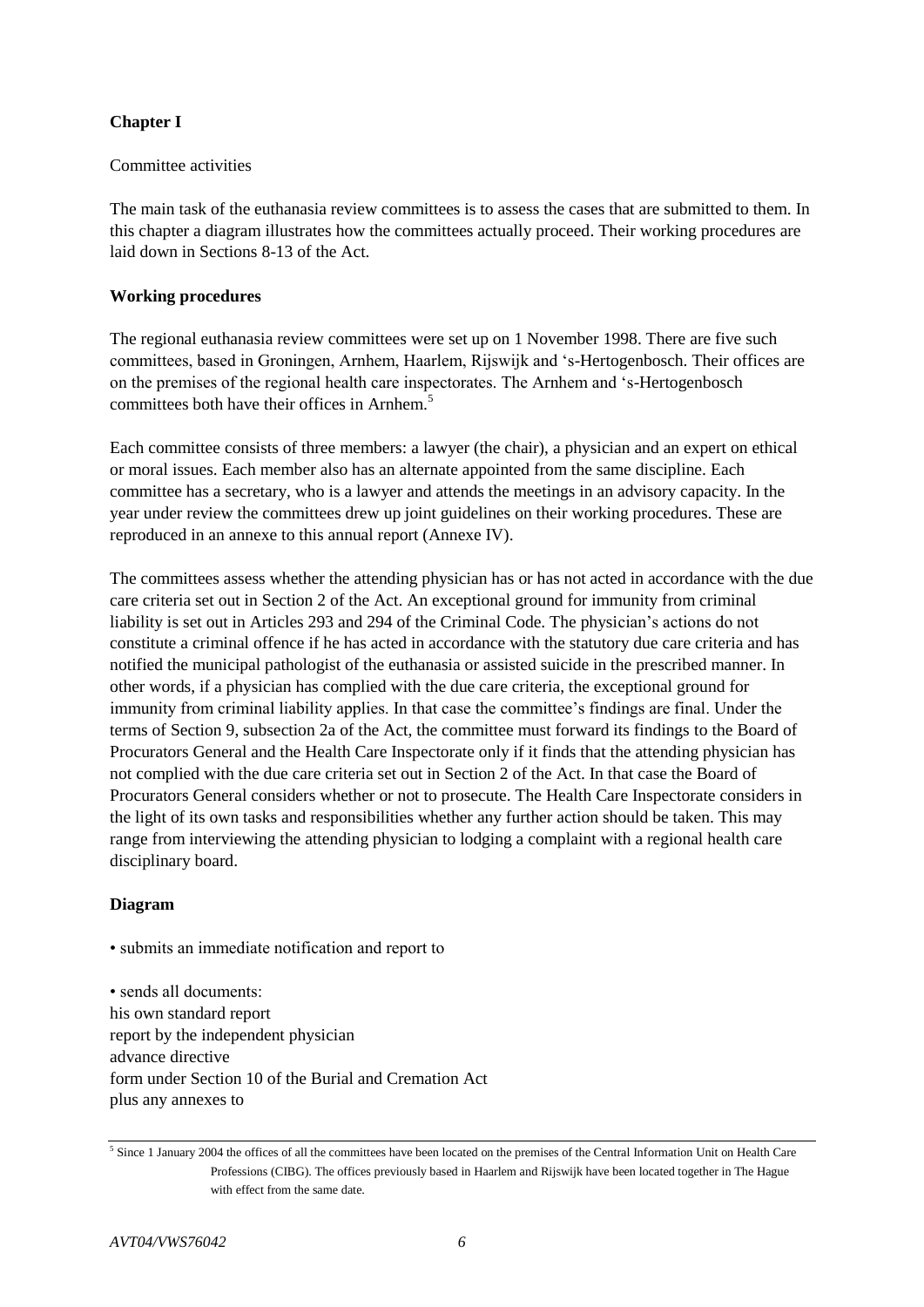**Chapter I**

Committee activities

The main task of the euthanasia review committees is to assess the cases that are submitted to them. In this chapter a diagram illustrates how the committees actually proceed. Their working procedures are laid down in Sections 8-13 of the Act.

**Working procedures**

The regional euthanasia review committees were set up on 1 November 1998. There are five such committees, based in Groningen, Arnhem, Haarlem, Rijswijk and 's-Hertogenbosch. Their offices are on the premises of the regional health care inspectorates. The Arnhem and 's-Hertogenbosch committees both have their offices in Arnhem.[5]

Each committee consists of three members: a lawyer (the chair), a physician and an expert on ethical or moral issues. Each member also has an alternate appointed from the same discipline. Each committee has a secretary, who is a lawyer and attends the meetings in an advisory capacity. In the year under review the committees drew up joint guidelines on their working procedures. These are reproduced in an annexe to this annual report (Annexe IV).

The committees assess whether the attending physician has or has not acted in accordance with the due care criteria set out in Section 2 of the Act. An exceptional ground for immunity from criminal liability is set out in Articles 293 and 294 of the Criminal Code. The physician's actions do not constitute a criminal offence if he has acted in accordance with the statutory due care criteria and has notified the municipal pathologist of the euthanasia or assisted suicide in the prescribed manner. In other words, if a physician has complied with the due care criteria, the exceptional ground for immunity from criminal liability applies. In that case the committee's findings are final. Under the terms of Section 9, subsection 2a of the Act, the committee must forward its findings to the Board of Procurators General and the Health Care Inspectorate only if it finds that the attending physician has not complied with the due care criteria set out in Section 2 of the Act. In that case the Board of Procurators General considers whether or not to prosecute. The Health Care Inspectorate considers in the light of its own tasks and responsibilities whether any further action should be taken. This may range from interviewing the attending physician to lodging a complaint with a regional health care disciplinary board.

**Diagram**

• submits an immediate notification and report to

• sends all documents:
his own standard report
report by the independent physician
advance directive
form under Section 10 of the Burial and Cremation Act
plus any annexes to

[5] Since 1 January 2004 the offices of all the committees have been located on the premises of the Central Information Unit on Health Care Professions (CIBG). The offices previously based in Haarlem and Rijswijk have been located together in The Hague with effect from the same date.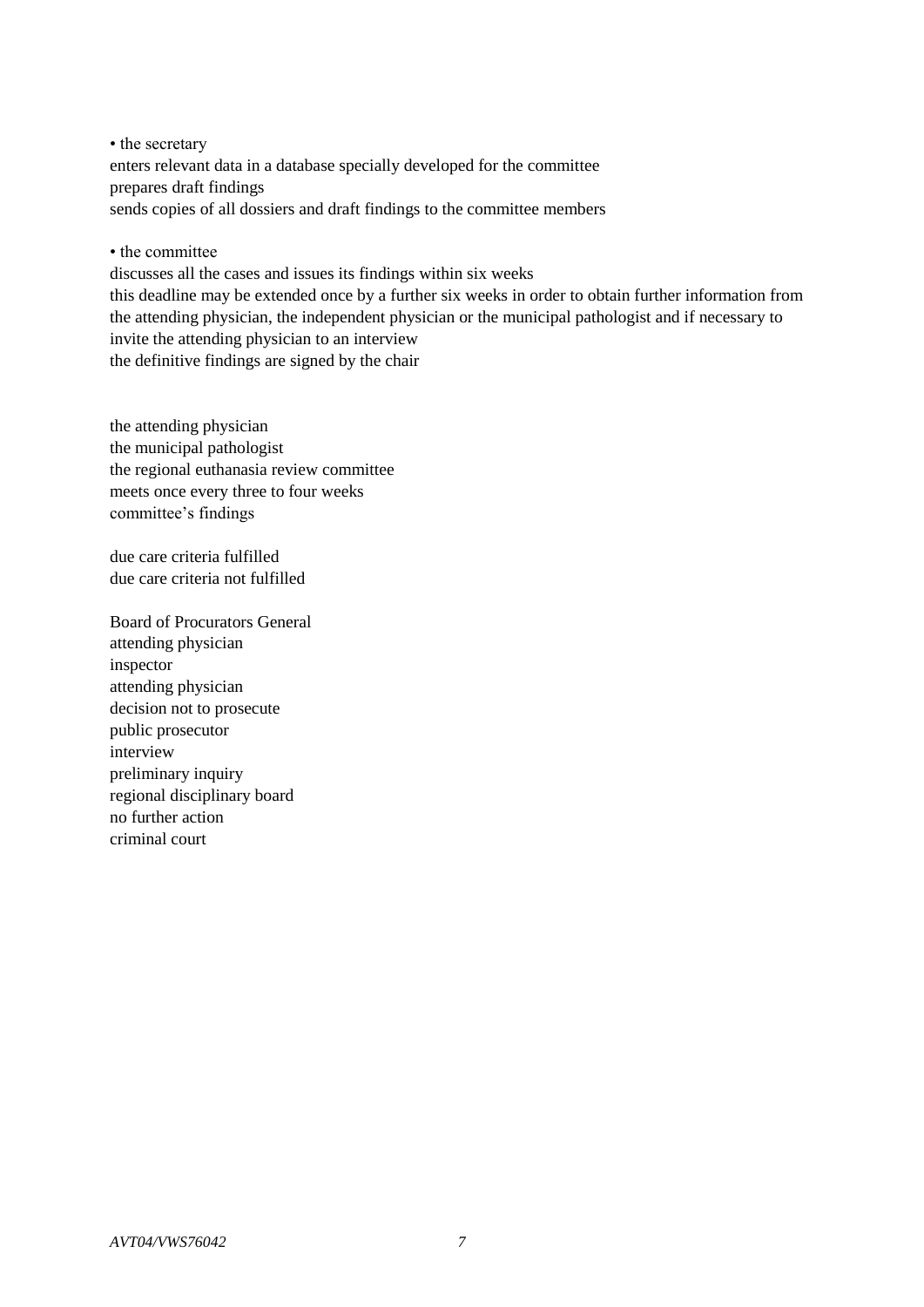• the secretary

enters relevant data in a database specially developed for the committee
prepares draft findings
sends copies of all dossiers and draft findings to the committee members

• the committee

discusses all the cases and issues its findings within six weeks
this deadline may be extended once by a further six weeks in order to obtain further information from the attending physician, the independent physician or the municipal pathologist and if necessary to invite the attending physician to an interview
the definitive findings are signed by the chair

the attending physician
the municipal pathologist
the regional euthanasia review committee
meets once every three to four weeks
committee's findings

due care criteria fulfilled
due care criteria not fulfilled

Board of Procurators General
attending physician
inspector
attending physician
decision not to prosecute
public prosecutor
interview
preliminary inquiry
regional disciplinary board
no further action
criminal court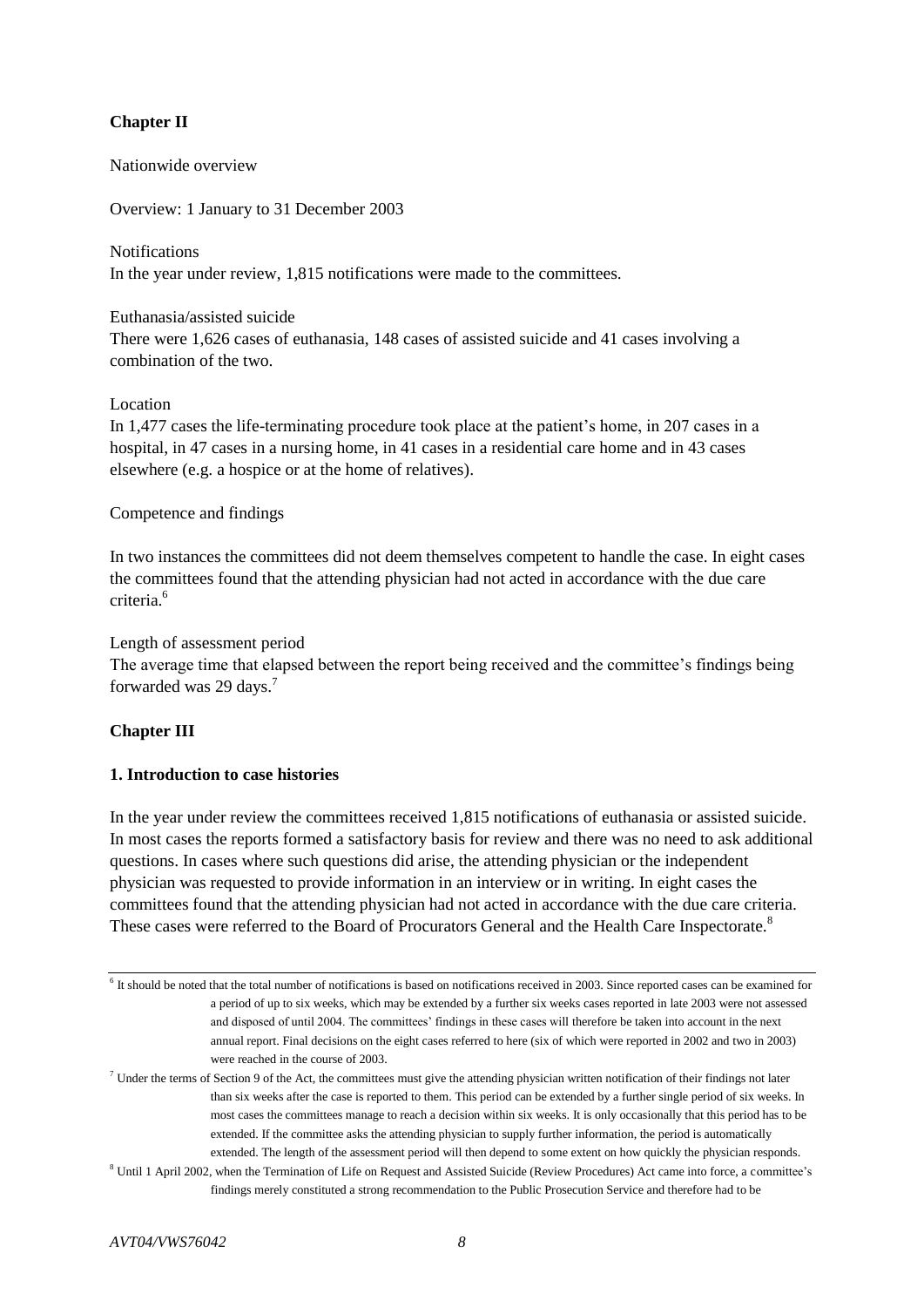## Chapter II

Nationwide overview

Overview: 1 January to 31 December 2003

Notifications
In the year under review, 1,815 notifications were made to the committees.

Euthanasia/assisted suicide
There were 1,626 cases of euthanasia, 148 cases of assisted suicide and 41 cases involving a combination of the two.

Location
In 1,477 cases the life-terminating procedure took place at the patient's home, in 207 cases in a hospital, in 47 cases in a nursing home, in 41 cases in a residential care home and in 43 cases elsewhere (e.g. a hospice or at the home of relatives).

Competence and findings

In two instances the committees did not deem themselves competent to handle the case. In eight cases the committees found that the attending physician had not acted in accordance with the due care criteria.[6]

Length of assessment period
The average time that elapsed between the report being received and the committee's findings being forwarded was 29 days.[7]

## Chapter III

### 1. Introduction to case histories

In the year under review the committees received 1,815 notifications of euthanasia or assisted suicide. In most cases the reports formed a satisfactory basis for review and there was no need to ask additional questions. In cases where such questions did arise, the attending physician or the independent physician was requested to provide information in an interview or in writing. In eight cases the committees found that the attending physician had not acted in accordance with the due care criteria. These cases were referred to the Board of Procurators General and the Health Care Inspectorate.[8]

---

[6] It should be noted that the total number of notifications is based on notifications received in 2003. Since reported cases can be examined for a period of up to six weeks, which may be extended by a further six weeks cases reported in late 2003 were not assessed and disposed of until 2004. The committees' findings in these cases will therefore be taken into account in the next annual report. Final decisions on the eight cases referred to here (six of which were reported in 2002 and two in 2003) were reached in the course of 2003.

[7] Under the terms of Section 9 of the Act, the committees must give the attending physician written notification of their findings not later than six weeks after the case is reported to them. This period can be extended by a further single period of six weeks. In most cases the committees manage to reach a decision within six weeks. It is only occasionally that this period has to be extended. If the committee asks the attending physician to supply further information, the period is automatically extended. The length of the assessment period will then depend to some extent on how quickly the physician responds.

[8] Until 1 April 2002, when the Termination of Life on Request and Assisted Suicide (Review Procedures) Act came into force, a committee's findings merely constituted a strong recommendation to the Public Prosecution Service and therefore had to be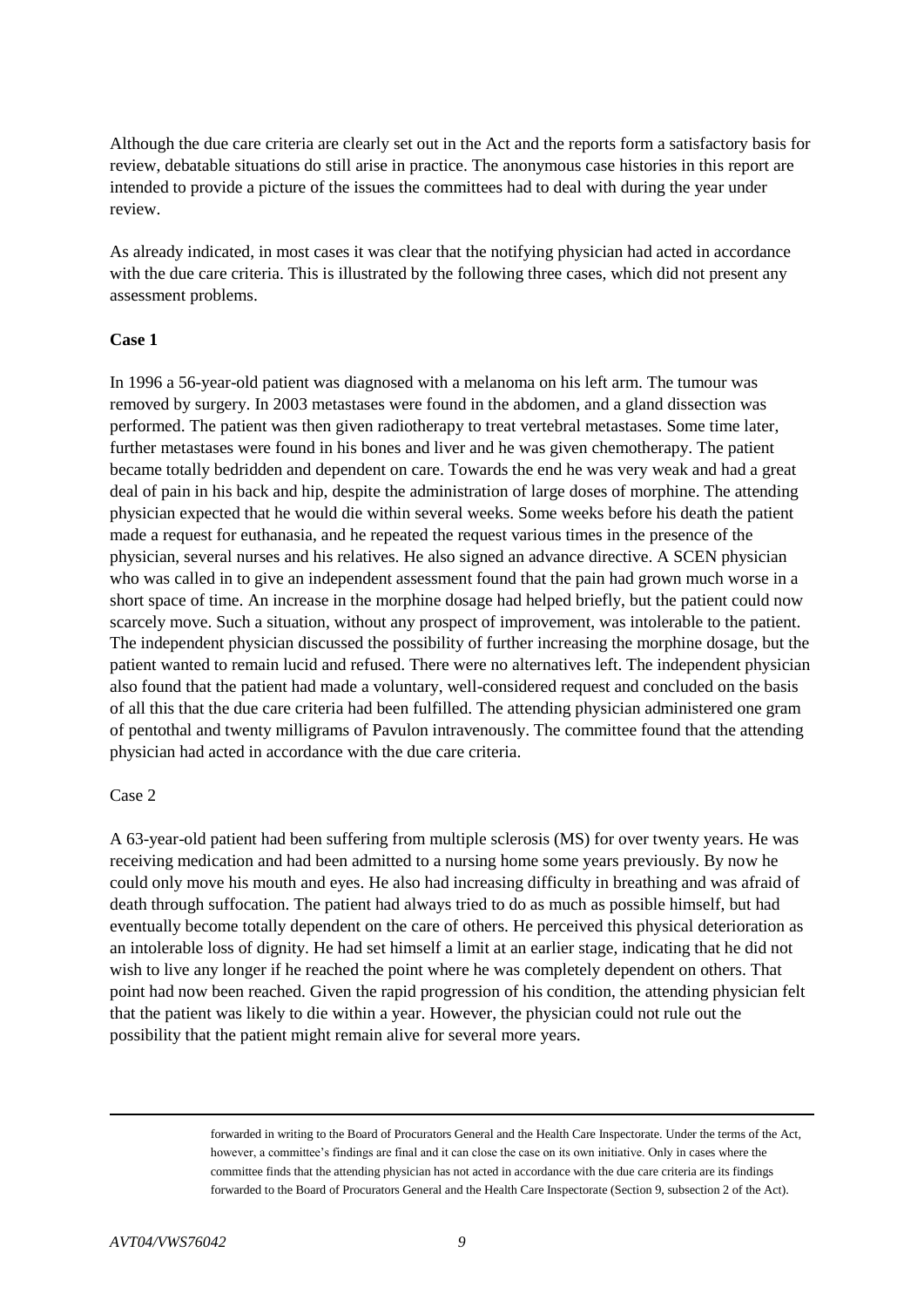Although the due care criteria are clearly set out in the Act and the reports form a satisfactory basis for review, debatable situations do still arise in practice. The anonymous case histories in this report are intended to provide a picture of the issues the committees had to deal with during the year under review.

As already indicated, in most cases it was clear that the notifying physician had acted in accordance with the due care criteria. This is illustrated by the following three cases, which did not present any assessment problems.

**Case 1**

In 1996 a 56-year-old patient was diagnosed with a melanoma on his left arm. The tumour was removed by surgery. In 2003 metastases were found in the abdomen, and a gland dissection was performed. The patient was then given radiotherapy to treat vertebral metastases. Some time later, further metastases were found in his bones and liver and he was given chemotherapy. The patient became totally bedridden and dependent on care. Towards the end he was very weak and had a great deal of pain in his back and hip, despite the administration of large doses of morphine. The attending physician expected that he would die within several weeks. Some weeks before his death the patient made a request for euthanasia, and he repeated the request various times in the presence of the physician, several nurses and his relatives. He also signed an advance directive. A SCEN physician who was called in to give an independent assessment found that the pain had grown much worse in a short space of time. An increase in the morphine dosage had helped briefly, but the patient could now scarcely move. Such a situation, without any prospect of improvement, was intolerable to the patient. The independent physician discussed the possibility of further increasing the morphine dosage, but the patient wanted to remain lucid and refused. There were no alternatives left. The independent physician also found that the patient had made a voluntary, well-considered request and concluded on the basis of all this that the due care criteria had been fulfilled. The attending physician administered one gram of pentothal and twenty milligrams of Pavulon intravenously. The committee found that the attending physician had acted in accordance with the due care criteria.

Case 2

A 63-year-old patient had been suffering from multiple sclerosis (MS) for over twenty years. He was receiving medication and had been admitted to a nursing home some years previously. By now he could only move his mouth and eyes. He also had increasing difficulty in breathing and was afraid of death through suffocation. The patient had always tried to do as much as possible himself, but had eventually become totally dependent on the care of others. He perceived this physical deterioration as an intolerable loss of dignity. He had set himself a limit at an earlier stage, indicating that he did not wish to live any longer if he reached the point where he was completely dependent on others. That point had now been reached. Given the rapid progression of his condition, the attending physician felt that the patient was likely to die within a year. However, the physician could not rule out the possibility that the patient might remain alive for several more years.

---

forwarded in writing to the Board of Procurators General and the Health Care Inspectorate. Under the terms of the Act, however, a committee's findings are final and it can close the case on its own initiative. Only in cases where the committee finds that the attending physician has not acted in accordance with the due care criteria are its findings forwarded to the Board of Procurators General and the Health Care Inspectorate (Section 9, subsection 2 of the Act).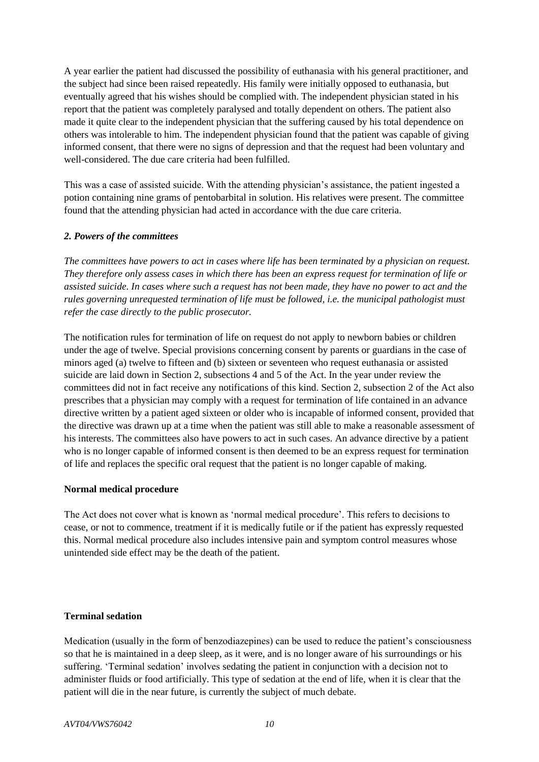A year earlier the patient had discussed the possibility of euthanasia with his general practitioner, and the subject had since been raised repeatedly. His family were initially opposed to euthanasia, but eventually agreed that his wishes should be complied with. The independent physician stated in his report that the patient was completely paralysed and totally dependent on others. The patient also made it quite clear to the independent physician that the suffering caused by his total dependence on others was intolerable to him. The independent physician found that the patient was capable of giving informed consent, that there were no signs of depression and that the request had been voluntary and well-considered. The due care criteria had been fulfilled.

This was a case of assisted suicide. With the attending physician's assistance, the patient ingested a potion containing nine grams of pentobarbital in solution. His relatives were present. The committee found that the attending physician had acted in accordance with the due care criteria.

### *2. Powers of the committees*

*The committees have powers to act in cases where life has been terminated by a physician on request. They therefore only assess cases in which there has been an express request for termination of life or assisted suicide. In cases where such a request has not been made, they have no power to act and the rules governing unrequested termination of life must be followed, i.e. the municipal pathologist must refer the case directly to the public prosecutor.*

The notification rules for termination of life on request do not apply to newborn babies or children under the age of twelve. Special provisions concerning consent by parents or guardians in the case of minors aged (a) twelve to fifteen and (b) sixteen or seventeen who request euthanasia or assisted suicide are laid down in Section 2, subsections 4 and 5 of the Act. In the year under review the committees did not in fact receive any notifications of this kind. Section 2, subsection 2 of the Act also prescribes that a physician may comply with a request for termination of life contained in an advance directive written by a patient aged sixteen or older who is incapable of informed consent, provided that the directive was drawn up at a time when the patient was still able to make a reasonable assessment of his interests. The committees also have powers to act in such cases. An advance directive by a patient who is no longer capable of informed consent is then deemed to be an express request for termination of life and replaces the specific oral request that the patient is no longer capable of making.

#### **Normal medical procedure**

The Act does not cover what is known as 'normal medical procedure'. This refers to decisions to cease, or not to commence, treatment if it is medically futile or if the patient has expressly requested this. Normal medical procedure also includes intensive pain and symptom control measures whose unintended side effect may be the death of the patient.

#### **Terminal sedation**

Medication (usually in the form of benzodiazepines) can be used to reduce the patient's consciousness so that he is maintained in a deep sleep, as it were, and is no longer aware of his surroundings or his suffering. 'Terminal sedation' involves sedating the patient in conjunction with a decision not to administer fluids or food artificially. This type of sedation at the end of life, when it is clear that the patient will die in the near future, is currently the subject of much debate.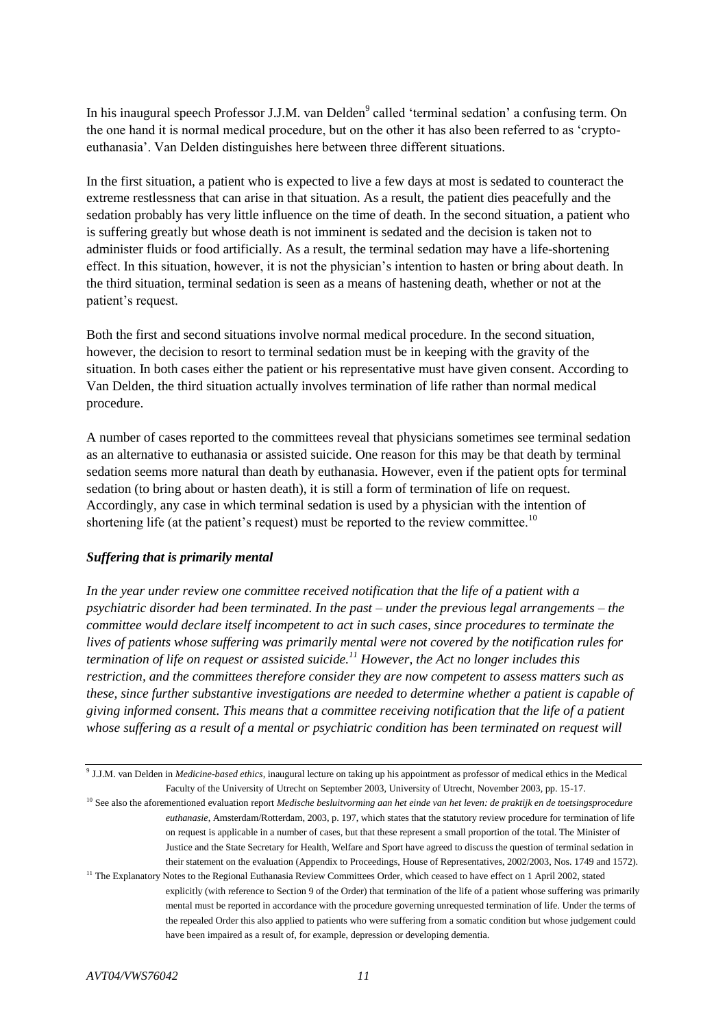In his inaugural speech Professor J.J.M. van Delden[9] called 'terminal sedation' a confusing term. On the one hand it is normal medical procedure, but on the other it has also been referred to as 'crypto-euthanasia'. Van Delden distinguishes here between three different situations.

In the first situation, a patient who is expected to live a few days at most is sedated to counteract the extreme restlessness that can arise in that situation. As a result, the patient dies peacefully and the sedation probably has very little influence on the time of death. In the second situation, a patient who is suffering greatly but whose death is not imminent is sedated and the decision is taken not to administer fluids or food artificially. As a result, the terminal sedation may have a life-shortening effect. In this situation, however, it is not the physician's intention to hasten or bring about death. In the third situation, terminal sedation is seen as a means of hastening death, whether or not at the patient's request.

Both the first and second situations involve normal medical procedure. In the second situation, however, the decision to resort to terminal sedation must be in keeping with the gravity of the situation. In both cases either the patient or his representative must have given consent. According to Van Delden, the third situation actually involves termination of life rather than normal medical procedure.

A number of cases reported to the committees reveal that physicians sometimes see terminal sedation as an alternative to euthanasia or assisted suicide. One reason for this may be that death by terminal sedation seems more natural than death by euthanasia. However, even if the patient opts for terminal sedation (to bring about or hasten death), it is still a form of termination of life on request. Accordingly, any case in which terminal sedation is used by a physician with the intention of shortening life (at the patient's request) must be reported to the review committee.[10]

### *Suffering that is primarily mental*

*In the year under review one committee received notification that the life of a patient with a psychiatric disorder had been terminated. In the past – under the previous legal arrangements – the committee would declare itself incompetent to act in such cases, since procedures to terminate the lives of patients whose suffering was primarily mental were not covered by the notification rules for termination of life on request or assisted suicide.[11] However, the Act no longer includes this restriction, and the committees therefore consider they are now competent to assess matters such as these, since further substantive investigations are needed to determine whether a patient is capable of giving informed consent. This means that a committee receiving notification that the life of a patient whose suffering as a result of a mental or psychiatric condition has been terminated on request will*

---

[9] J.J.M. van Delden in *Medicine-based ethics*, inaugural lecture on taking up his appointment as professor of medical ethics in the Medical Faculty of the University of Utrecht on September 2003, University of Utrecht, November 2003, pp. 15-17.

[10] See also the aforementioned evaluation report *Medische besluitvorming aan het einde van het leven: de praktijk en de toetsingsprocedure euthanasie*, Amsterdam/Rotterdam, 2003, p. 197, which states that the statutory review procedure for termination of life on request is applicable in a number of cases, but that these represent a small proportion of the total. The Minister of Justice and the State Secretary for Health, Welfare and Sport have agreed to discuss the question of terminal sedation in their statement on the evaluation (Appendix to Proceedings, House of Representatives, 2002/2003, Nos. 1749 and 1572).

[11] The Explanatory Notes to the Regional Euthanasia Review Committees Order, which ceased to have effect on 1 April 2002, stated explicitly (with reference to Section 9 of the Order) that termination of the life of a patient whose suffering was primarily mental must be reported in accordance with the procedure governing unrequested termination of life. Under the terms of the repealed Order this also applied to patients who were suffering from a somatic condition but whose judgement could have been impaired as a result of, for example, depression or developing dementia.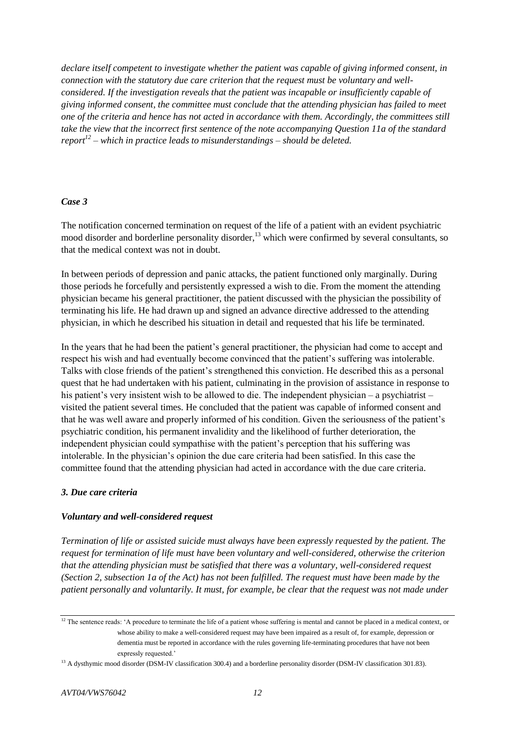*declare itself competent to investigate whether the patient was capable of giving informed consent, in connection with the statutory due care criterion that the request must be voluntary and well-considered. If the investigation reveals that the patient was incapable or insufficiently capable of giving informed consent, the committee must conclude that the attending physician has failed to meet one of the criteria and hence has not acted in accordance with them. Accordingly, the committees still take the view that the incorrect first sentence of the note accompanying Question 11a of the standard report[12] – which in practice leads to misunderstandings – should be deleted.*

### *Case 3*

The notification concerned termination on request of the life of a patient with an evident psychiatric mood disorder and borderline personality disorder,[13] which were confirmed by several consultants, so that the medical context was not in doubt.

In between periods of depression and panic attacks, the patient functioned only marginally. During those periods he forcefully and persistently expressed a wish to die. From the moment the attending physician became his general practitioner, the patient discussed with the physician the possibility of terminating his life. He had drawn up and signed an advance directive addressed to the attending physician, in which he described his situation in detail and requested that his life be terminated.

In the years that he had been the patient's general practitioner, the physician had come to accept and respect his wish and had eventually become convinced that the patient's suffering was intolerable. Talks with close friends of the patient's strengthened this conviction. He described this as a personal quest that he had undertaken with his patient, culminating in the provision of assistance in response to his patient's very insistent wish to be allowed to die. The independent physician – a psychiatrist – visited the patient several times. He concluded that the patient was capable of informed consent and that he was well aware and properly informed of his condition. Given the seriousness of the patient's psychiatric condition, his permanent invalidity and the likelihood of further deterioration, the independent physician could sympathise with the patient's perception that his suffering was intolerable. In the physician's opinion the due care criteria had been satisfied. In this case the committee found that the attending physician had acted in accordance with the due care criteria.

## *3. Due care criteria*

### *Voluntary and well-considered request*

*Termination of life or assisted suicide must always have been expressly requested by the patient. The request for termination of life must have been voluntary and well-considered, otherwise the criterion that the attending physician must be satisfied that there was a voluntary, well-considered request (Section 2, subsection 1a of the Act) has not been fulfilled. The request must have been made by the patient personally and voluntarily. It must, for example, be clear that the request was not made under*

---

[12] The sentence reads: 'A procedure to terminate the life of a patient whose suffering is mental and cannot be placed in a medical context, or whose ability to make a well-considered request may have been impaired as a result of, for example, depression or dementia must be reported in accordance with the rules governing life-terminating procedures that have not been expressly requested.'

[13] A dysthymic mood disorder (DSM-IV classification 300.4) and a borderline personality disorder (DSM-IV classification 301.83).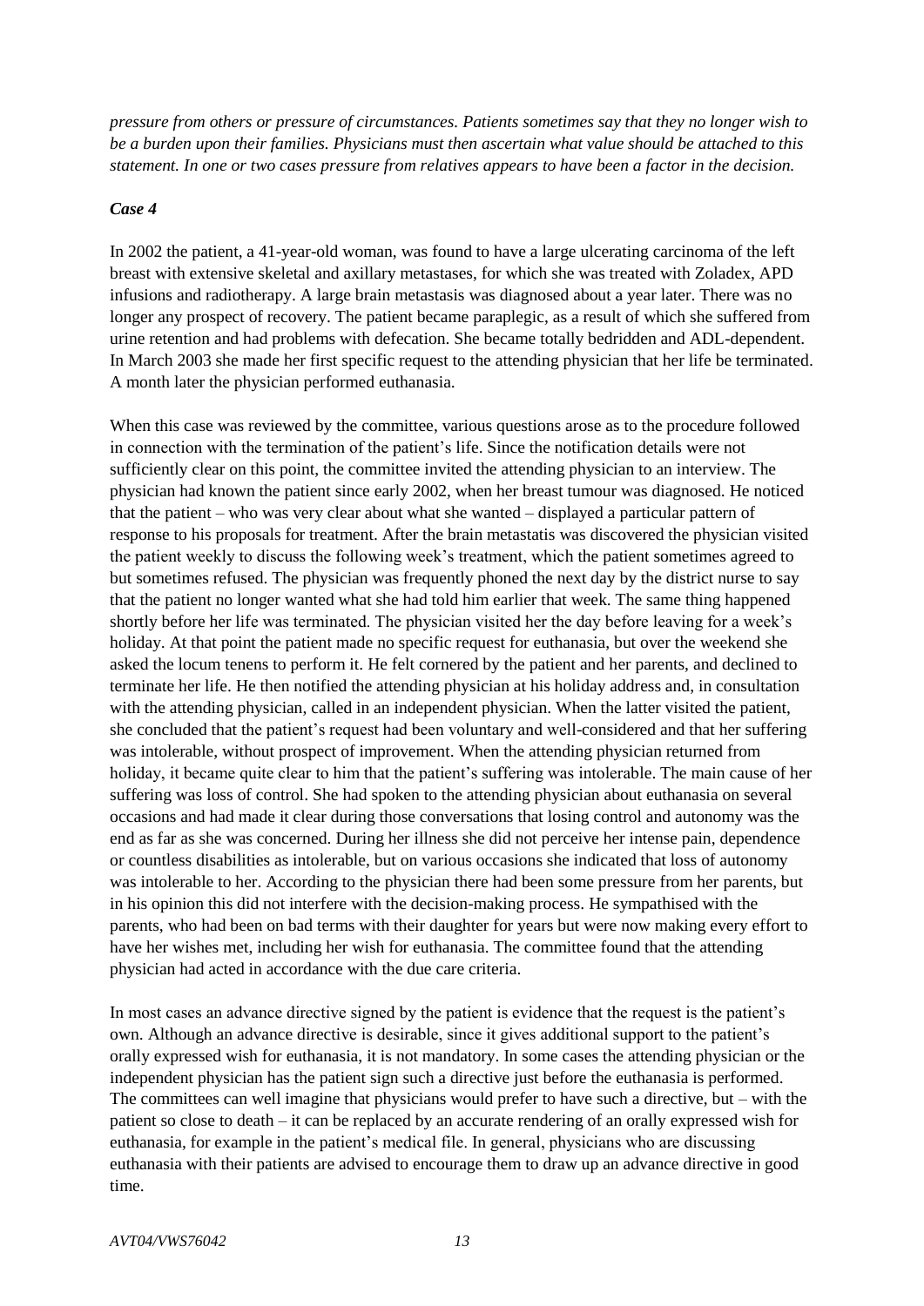*pressure from others or pressure of circumstances. Patients sometimes say that they no longer wish to be a burden upon their families. Physicians must then ascertain what value should be attached to this statement. In one or two cases pressure from relatives appears to have been a factor in the decision.*

***Case 4***

In 2002 the patient, a 41-year-old woman, was found to have a large ulcerating carcinoma of the left breast with extensive skeletal and axillary metastases, for which she was treated with Zoladex, APD infusions and radiotherapy. A large brain metastasis was diagnosed about a year later. There was no longer any prospect of recovery. The patient became paraplegic, as a result of which she suffered from urine retention and had problems with defecation. She became totally bedridden and ADL-dependent. In March 2003 she made her first specific request to the attending physician that her life be terminated. A month later the physician performed euthanasia.

When this case was reviewed by the committee, various questions arose as to the procedure followed in connection with the termination of the patient's life. Since the notification details were not sufficiently clear on this point, the committee invited the attending physician to an interview. The physician had known the patient since early 2002, when her breast tumour was diagnosed. He noticed that the patient – who was very clear about what she wanted – displayed a particular pattern of response to his proposals for treatment. After the brain metastatis was discovered the physician visited the patient weekly to discuss the following week's treatment, which the patient sometimes agreed to but sometimes refused. The physician was frequently phoned the next day by the district nurse to say that the patient no longer wanted what she had told him earlier that week. The same thing happened shortly before her life was terminated. The physician visited her the day before leaving for a week's holiday. At that point the patient made no specific request for euthanasia, but over the weekend she asked the locum tenens to perform it. He felt cornered by the patient and her parents, and declined to terminate her life. He then notified the attending physician at his holiday address and, in consultation with the attending physician, called in an independent physician. When the latter visited the patient, she concluded that the patient's request had been voluntary and well-considered and that her suffering was intolerable, without prospect of improvement. When the attending physician returned from holiday, it became quite clear to him that the patient's suffering was intolerable. The main cause of her suffering was loss of control. She had spoken to the attending physician about euthanasia on several occasions and had made it clear during those conversations that losing control and autonomy was the end as far as she was concerned. During her illness she did not perceive her intense pain, dependence or countless disabilities as intolerable, but on various occasions she indicated that loss of autonomy was intolerable to her. According to the physician there had been some pressure from her parents, but in his opinion this did not interfere with the decision-making process. He sympathised with the parents, who had been on bad terms with their daughter for years but were now making every effort to have her wishes met, including her wish for euthanasia. The committee found that the attending physician had acted in accordance with the due care criteria.

In most cases an advance directive signed by the patient is evidence that the request is the patient's own. Although an advance directive is desirable, since it gives additional support to the patient's orally expressed wish for euthanasia, it is not mandatory. In some cases the attending physician or the independent physician has the patient sign such a directive just before the euthanasia is performed. The committees can well imagine that physicians would prefer to have such a directive, but – with the patient so close to death – it can be replaced by an accurate rendering of an orally expressed wish for euthanasia, for example in the patient's medical file. In general, physicians who are discussing euthanasia with their patients are advised to encourage them to draw up an advance directive in good time.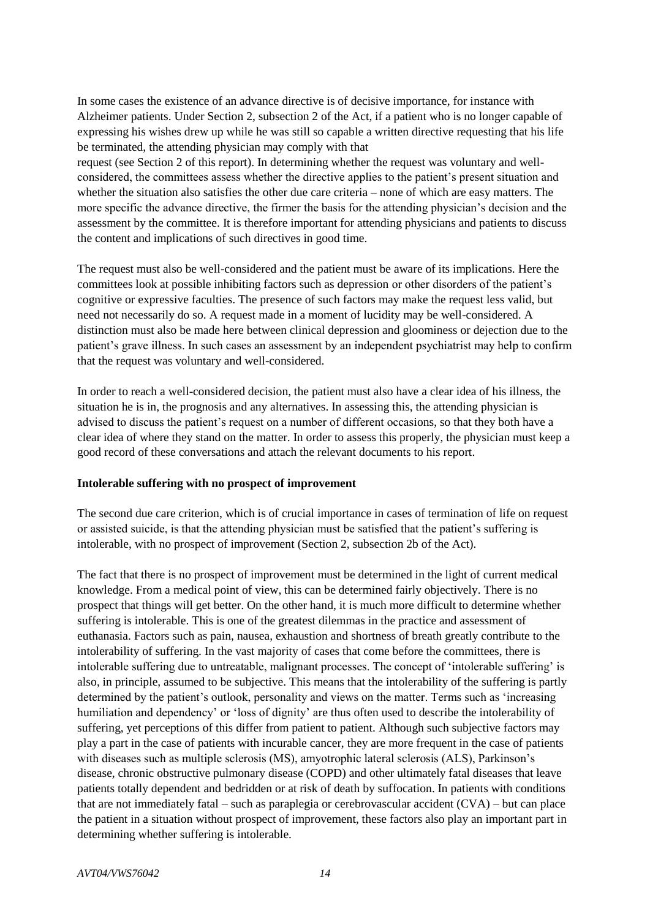In some cases the existence of an advance directive is of decisive importance, for instance with Alzheimer patients. Under Section 2, subsection 2 of the Act, if a patient who is no longer capable of expressing his wishes drew up while he was still so capable a written directive requesting that his life be terminated, the attending physician may comply with that request (see Section 2 of this report). In determining whether the request was voluntary and well-considered, the committees assess whether the directive applies to the patient's present situation and whether the situation also satisfies the other due care criteria – none of which are easy matters. The more specific the advance directive, the firmer the basis for the attending physician's decision and the assessment by the committee. It is therefore important for attending physicians and patients to discuss the content and implications of such directives in good time.

The request must also be well-considered and the patient must be aware of its implications. Here the committees look at possible inhibiting factors such as depression or other disorders of the patient's cognitive or expressive faculties. The presence of such factors may make the request less valid, but need not necessarily do so. A request made in a moment of lucidity may be well-considered. A distinction must also be made here between clinical depression and gloominess or dejection due to the patient's grave illness. In such cases an assessment by an independent psychiatrist may help to confirm that the request was voluntary and well-considered.

In order to reach a well-considered decision, the patient must also have a clear idea of his illness, the situation he is in, the prognosis and any alternatives. In assessing this, the attending physician is advised to discuss the patient's request on a number of different occasions, so that they both have a clear idea of where they stand on the matter. In order to assess this properly, the physician must keep a good record of these conversations and attach the relevant documents to his report.

**Intolerable suffering with no prospect of improvement**

The second due care criterion, which is of crucial importance in cases of termination of life on request or assisted suicide, is that the attending physician must be satisfied that the patient's suffering is intolerable, with no prospect of improvement (Section 2, subsection 2b of the Act).

The fact that there is no prospect of improvement must be determined in the light of current medical knowledge. From a medical point of view, this can be determined fairly objectively. There is no prospect that things will get better. On the other hand, it is much more difficult to determine whether suffering is intolerable. This is one of the greatest dilemmas in the practice and assessment of euthanasia. Factors such as pain, nausea, exhaustion and shortness of breath greatly contribute to the intolerability of suffering. In the vast majority of cases that come before the committees, there is intolerable suffering due to untreatable, malignant processes. The concept of 'intolerable suffering' is also, in principle, assumed to be subjective. This means that the intolerability of the suffering is partly determined by the patient's outlook, personality and views on the matter. Terms such as 'increasing humiliation and dependency' or 'loss of dignity' are thus often used to describe the intolerability of suffering, yet perceptions of this differ from patient to patient. Although such subjective factors may play a part in the case of patients with incurable cancer, they are more frequent in the case of patients with diseases such as multiple sclerosis (MS), amyotrophic lateral sclerosis (ALS), Parkinson's disease, chronic obstructive pulmonary disease (COPD) and other ultimately fatal diseases that leave patients totally dependent and bedridden or at risk of death by suffocation. In patients with conditions that are not immediately fatal – such as paraplegia or cerebrovascular accident (CVA) – but can place the patient in a situation without prospect of improvement, these factors also play an important part in determining whether suffering is intolerable.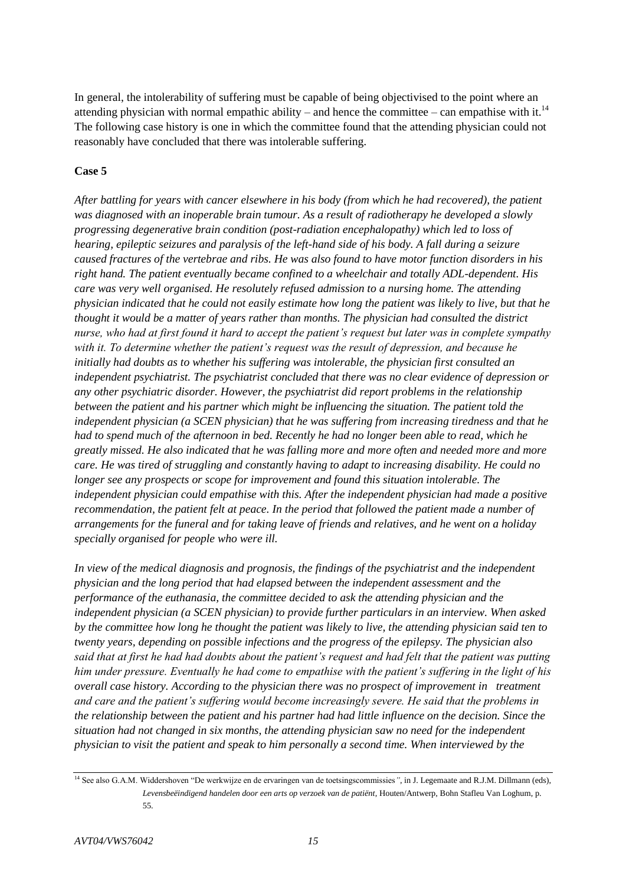In general, the intolerability of suffering must be capable of being objectivised to the point where an attending physician with normal empathic ability – and hence the committee – can empathise with it.[14] The following case history is one in which the committee found that the attending physician could not reasonably have concluded that there was intolerable suffering.

**Case 5**

*After battling for years with cancer elsewhere in his body (from which he had recovered), the patient was diagnosed with an inoperable brain tumour. As a result of radiotherapy he developed a slowly progressing degenerative brain condition (post-radiation encephalopathy) which led to loss of hearing, epileptic seizures and paralysis of the left-hand side of his body. A fall during a seizure caused fractures of the vertebrae and ribs. He was also found to have motor function disorders in his right hand. The patient eventually became confined to a wheelchair and totally ADL-dependent. His care was very well organised. He resolutely refused admission to a nursing home. The attending physician indicated that he could not easily estimate how long the patient was likely to live, but that he thought it would be a matter of years rather than months. The physician had consulted the district nurse, who had at first found it hard to accept the patient's request but later was in complete sympathy with it. To determine whether the patient's request was the result of depression, and because he initially had doubts as to whether his suffering was intolerable, the physician first consulted an independent psychiatrist. The psychiatrist concluded that there was no clear evidence of depression or any other psychiatric disorder. However, the psychiatrist did report problems in the relationship between the patient and his partner which might be influencing the situation. The patient told the independent physician (a SCEN physician) that he was suffering from increasing tiredness and that he had to spend much of the afternoon in bed. Recently he had no longer been able to read, which he greatly missed. He also indicated that he was falling more and more often and needed more and more care. He was tired of struggling and constantly having to adapt to increasing disability. He could no longer see any prospects or scope for improvement and found this situation intolerable. The independent physician could empathise with this. After the independent physician had made a positive recommendation, the patient felt at peace. In the period that followed the patient made a number of arrangements for the funeral and for taking leave of friends and relatives, and he went on a holiday specially organised for people who were ill.*

*In view of the medical diagnosis and prognosis, the findings of the psychiatrist and the independent physician and the long period that had elapsed between the independent assessment and the performance of the euthanasia, the committee decided to ask the attending physician and the independent physician (a SCEN physician) to provide further particulars in an interview. When asked by the committee how long he thought the patient was likely to live, the attending physician said ten to twenty years, depending on possible infections and the progress of the epilepsy. The physician also said that at first he had had doubts about the patient's request and had felt that the patient was putting him under pressure. Eventually he had come to empathise with the patient's suffering in the light of his overall case history. According to the physician there was no prospect of improvement in treatment and care and the patient's suffering would become increasingly severe. He said that the problems in the relationship between the patient and his partner had had little influence on the decision. Since the situation had not changed in six months, the attending physician saw no need for the independent physician to visit the patient and speak to him personally a second time. When interviewed by the*

[14] See also G.A.M. Widdershoven "De werkwijze en de ervaringen van de toetsingscommissies*"*, in J. Legemaate and R.J.M. Dillmann (eds), *Levensbeëindigend handelen door een arts op verzoek van de patiënt*, Houten/Antwerp, Bohn Stafleu Van Loghum, p. 55.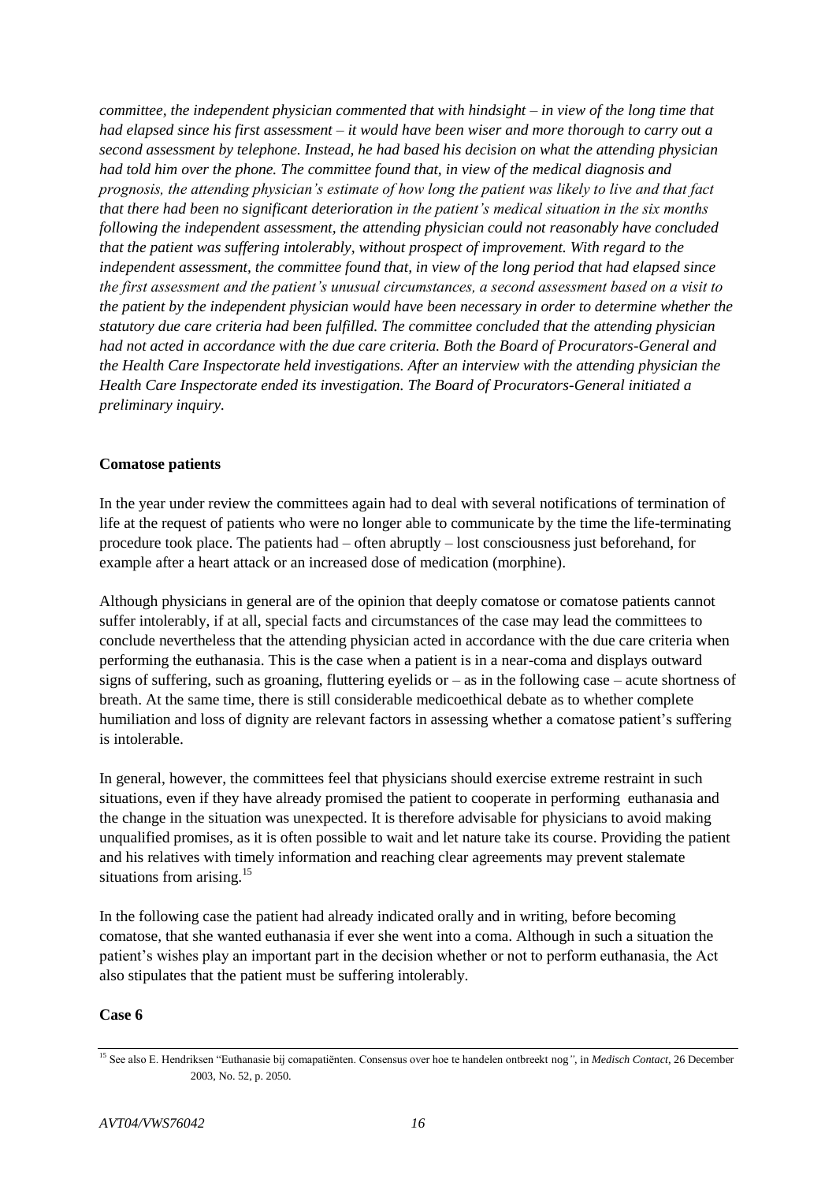*committee, the independent physician commented that with hindsight – in view of the long time that had elapsed since his first assessment – it would have been wiser and more thorough to carry out a second assessment by telephone. Instead, he had based his decision on what the attending physician had told him over the phone. The committee found that, in view of the medical diagnosis and prognosis, the attending physician's estimate of how long the patient was likely to live and that fact that there had been no significant deterioration in the patient's medical situation in the six months following the independent assessment, the attending physician could not reasonably have concluded that the patient was suffering intolerably, without prospect of improvement. With regard to the independent assessment, the committee found that, in view of the long period that had elapsed since the first assessment and the patient's unusual circumstances, a second assessment based on a visit to the patient by the independent physician would have been necessary in order to determine whether the statutory due care criteria had been fulfilled. The committee concluded that the attending physician had not acted in accordance with the due care criteria. Both the Board of Procurators-General and the Health Care Inspectorate held investigations. After an interview with the attending physician the Health Care Inspectorate ended its investigation. The Board of Procurators-General initiated a preliminary inquiry.*

**Comatose patients**

In the year under review the committees again had to deal with several notifications of termination of life at the request of patients who were no longer able to communicate by the time the life-terminating procedure took place. The patients had – often abruptly – lost consciousness just beforehand, for example after a heart attack or an increased dose of medication (morphine).

Although physicians in general are of the opinion that deeply comatose or comatose patients cannot suffer intolerably, if at all, special facts and circumstances of the case may lead the committees to conclude nevertheless that the attending physician acted in accordance with the due care criteria when performing the euthanasia. This is the case when a patient is in a near-coma and displays outward signs of suffering, such as groaning, fluttering eyelids or – as in the following case – acute shortness of breath. At the same time, there is still considerable medicoethical debate as to whether complete humiliation and loss of dignity are relevant factors in assessing whether a comatose patient's suffering is intolerable.

In general, however, the committees feel that physicians should exercise extreme restraint in such situations, even if they have already promised the patient to cooperate in performing euthanasia and the change in the situation was unexpected. It is therefore advisable for physicians to avoid making unqualified promises, as it is often possible to wait and let nature take its course. Providing the patient and his relatives with timely information and reaching clear agreements may prevent stalemate situations from arising.[15]

In the following case the patient had already indicated orally and in writing, before becoming comatose, that she wanted euthanasia if ever she went into a coma. Although in such a situation the patient's wishes play an important part in the decision whether or not to perform euthanasia, the Act also stipulates that the patient must be suffering intolerably.

**Case 6**

[15] See also E. Hendriksen "Euthanasie bij comapatiënten. Consensus over hoe te handelen ontbreekt nog", in *Medisch Contact*, 26 December 2003, No. 52, p. 2050.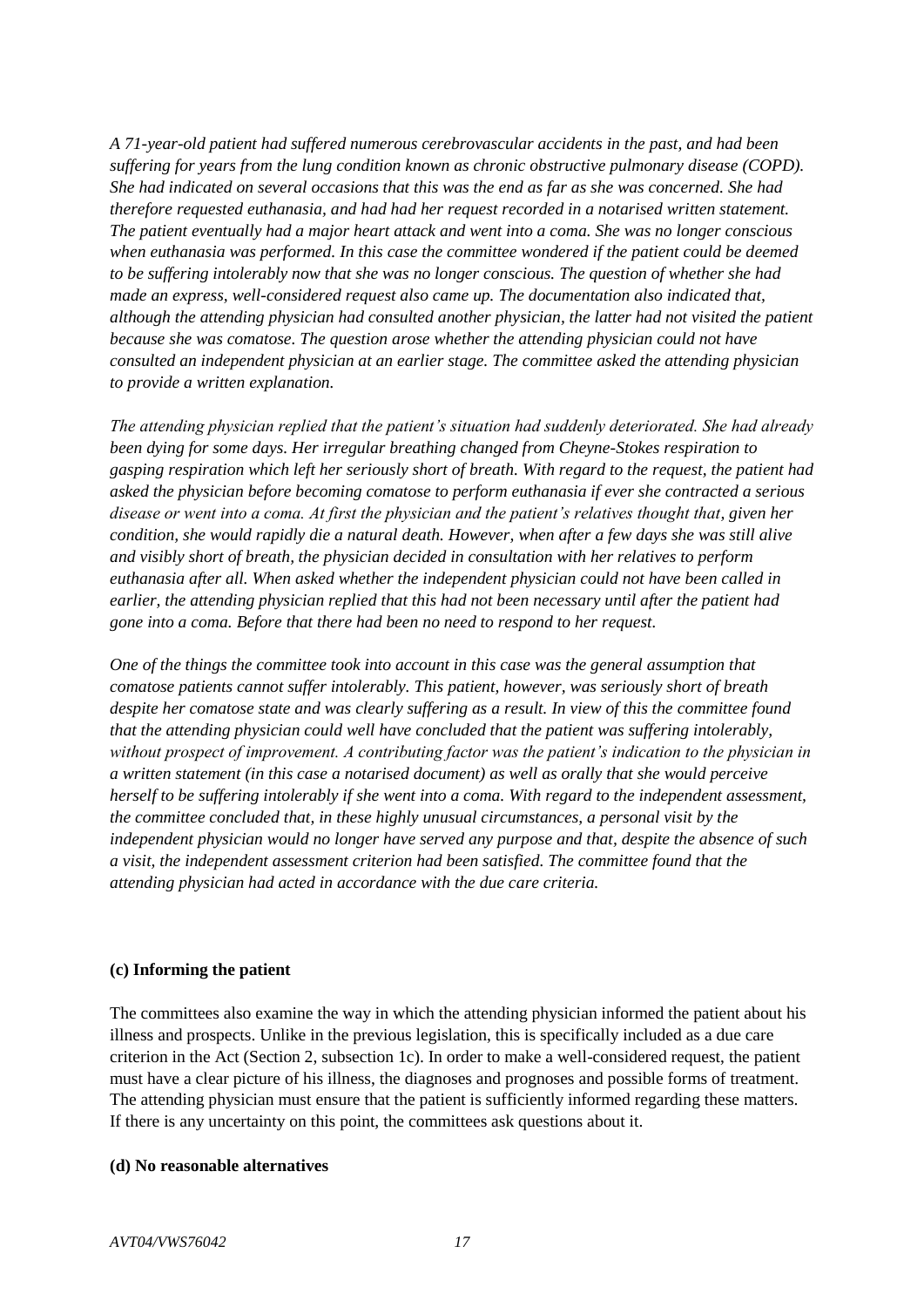*A 71-year-old patient had suffered numerous cerebrovascular accidents in the past, and had been suffering for years from the lung condition known as chronic obstructive pulmonary disease (COPD). She had indicated on several occasions that this was the end as far as she was concerned. She had therefore requested euthanasia, and had had her request recorded in a notarised written statement. The patient eventually had a major heart attack and went into a coma. She was no longer conscious when euthanasia was performed. In this case the committee wondered if the patient could be deemed to be suffering intolerably now that she was no longer conscious. The question of whether she had made an express, well-considered request also came up. The documentation also indicated that, although the attending physician had consulted another physician, the latter had not visited the patient because she was comatose. The question arose whether the attending physician could not have consulted an independent physician at an earlier stage. The committee asked the attending physician to provide a written explanation.*

*The attending physician replied that the patient's situation had suddenly deteriorated. She had already been dying for some days. Her irregular breathing changed from Cheyne-Stokes respiration to gasping respiration which left her seriously short of breath. With regard to the request, the patient had asked the physician before becoming comatose to perform euthanasia if ever she contracted a serious disease or went into a coma. At first the physician and the patient's relatives thought that, given her condition, she would rapidly die a natural death. However, when after a few days she was still alive and visibly short of breath, the physician decided in consultation with her relatives to perform euthanasia after all. When asked whether the independent physician could not have been called in earlier, the attending physician replied that this had not been necessary until after the patient had gone into a coma. Before that there had been no need to respond to her request.*

*One of the things the committee took into account in this case was the general assumption that comatose patients cannot suffer intolerably. This patient, however, was seriously short of breath despite her comatose state and was clearly suffering as a result. In view of this the committee found that the attending physician could well have concluded that the patient was suffering intolerably, without prospect of improvement. A contributing factor was the patient's indication to the physician in a written statement (in this case a notarised document) as well as orally that she would perceive herself to be suffering intolerably if she went into a coma. With regard to the independent assessment, the committee concluded that, in these highly unusual circumstances, a personal visit by the independent physician would no longer have served any purpose and that, despite the absence of such a visit, the independent assessment criterion had been satisfied. The committee found that the attending physician had acted in accordance with the due care criteria.*

**(c) Informing the patient**

The committees also examine the way in which the attending physician informed the patient about his illness and prospects. Unlike in the previous legislation, this is specifically included as a due care criterion in the Act (Section 2, subsection 1c). In order to make a well-considered request, the patient must have a clear picture of his illness, the diagnoses and prognoses and possible forms of treatment. The attending physician must ensure that the patient is sufficiently informed regarding these matters. If there is any uncertainty on this point, the committees ask questions about it.

**(d) No reasonable alternatives**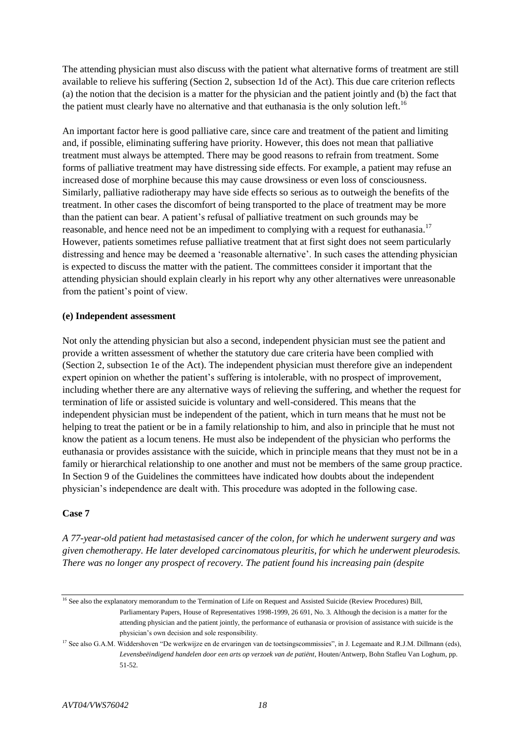The attending physician must also discuss with the patient what alternative forms of treatment are still available to relieve his suffering (Section 2, subsection 1d of the Act). This due care criterion reflects (a) the notion that the decision is a matter for the physician and the patient jointly and (b) the fact that the patient must clearly have no alternative and that euthanasia is the only solution left.[16]

An important factor here is good palliative care, since care and treatment of the patient and limiting and, if possible, eliminating suffering have priority. However, this does not mean that palliative treatment must always be attempted. There may be good reasons to refrain from treatment. Some forms of palliative treatment may have distressing side effects. For example, a patient may refuse an increased dose of morphine because this may cause drowsiness or even loss of consciousness. Similarly, palliative radiotherapy may have side effects so serious as to outweigh the benefits of the treatment. In other cases the discomfort of being transported to the place of treatment may be more than the patient can bear. A patient's refusal of palliative treatment on such grounds may be reasonable, and hence need not be an impediment to complying with a request for euthanasia.[17] However, patients sometimes refuse palliative treatment that at first sight does not seem particularly distressing and hence may be deemed a 'reasonable alternative'. In such cases the attending physician is expected to discuss the matter with the patient. The committees consider it important that the attending physician should explain clearly in his report why any other alternatives were unreasonable from the patient's point of view.

**(e) Independent assessment**

Not only the attending physician but also a second, independent physician must see the patient and provide a written assessment of whether the statutory due care criteria have been complied with (Section 2, subsection 1e of the Act). The independent physician must therefore give an independent expert opinion on whether the patient's suffering is intolerable, with no prospect of improvement, including whether there are any alternative ways of relieving the suffering, and whether the request for termination of life or assisted suicide is voluntary and well-considered. This means that the independent physician must be independent of the patient, which in turn means that he must not be helping to treat the patient or be in a family relationship to him, and also in principle that he must not know the patient as a locum tenens. He must also be independent of the physician who performs the euthanasia or provides assistance with the suicide, which in principle means that they must not be in a family or hierarchical relationship to one another and must not be members of the same group practice. In Section 9 of the Guidelines the committees have indicated how doubts about the independent physician's independence are dealt with. This procedure was adopted in the following case.

**Case 7**

*A 77-year-old patient had metastasised cancer of the colon, for which he underwent surgery and was given chemotherapy. He later developed carcinomatous pleuritis, for which he underwent pleurodesis. There was no longer any prospect of recovery. The patient found his increasing pain (despite*

---

[16] See also the explanatory memorandum to the Termination of Life on Request and Assisted Suicide (Review Procedures) Bill, Parliamentary Papers, House of Representatives 1998-1999, 26 691, No. 3. Although the decision is a matter for the attending physician and the patient jointly, the performance of euthanasia or provision of assistance with suicide is the physician's own decision and sole responsibility.

[17] See also G.A.M. Widdershoven "De werkwijze en de ervaringen van de toetsingscommissies", in J. Legemaate and R.J.M. Dillmann (eds), *Levensbeëindigend handelen door een arts op verzoek van de patiënt*, Houten/Antwerp, Bohn Stafleu Van Loghum, pp. 51-52.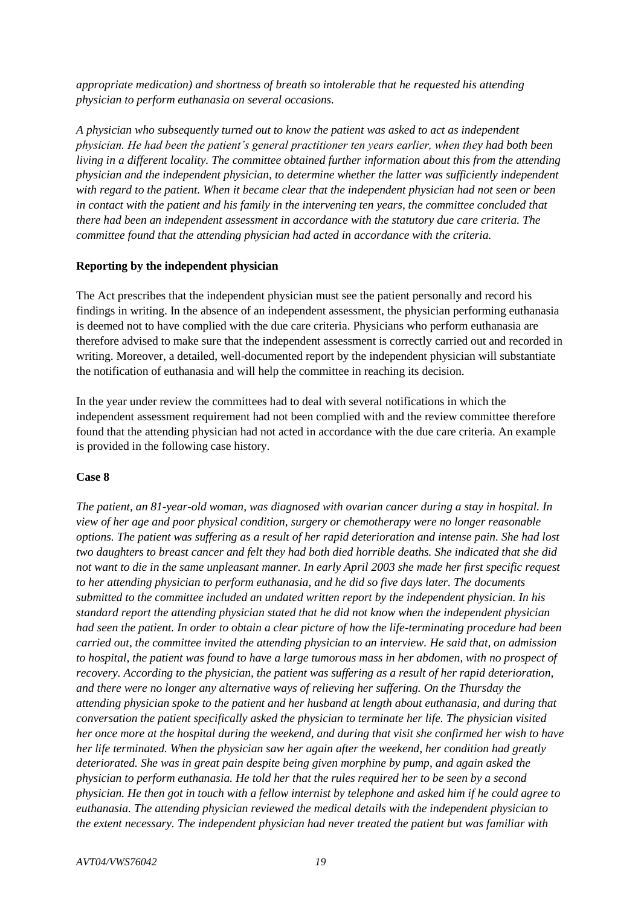*appropriate medication) and shortness of breath so intolerable that he requested his attending physician to perform euthanasia on several occasions.*

*A physician who subsequently turned out to know the patient was asked to act as independent physician. He had been the patient's general practitioner ten years earlier, when they had both been living in a different locality. The committee obtained further information about this from the attending physician and the independent physician, to determine whether the latter was sufficiently independent with regard to the patient. When it became clear that the independent physician had not seen or been in contact with the patient and his family in the intervening ten years, the committee concluded that there had been an independent assessment in accordance with the statutory due care criteria. The committee found that the attending physician had acted in accordance with the criteria.*

**Reporting by the independent physician**

The Act prescribes that the independent physician must see the patient personally and record his findings in writing. In the absence of an independent assessment, the physician performing euthanasia is deemed not to have complied with the due care criteria. Physicians who perform euthanasia are therefore advised to make sure that the independent assessment is correctly carried out and recorded in writing. Moreover, a detailed, well-documented report by the independent physician will substantiate the notification of euthanasia and will help the committee in reaching its decision.

In the year under review the committees had to deal with several notifications in which the independent assessment requirement had not been complied with and the review committee therefore found that the attending physician had not acted in accordance with the due care criteria. An example is provided in the following case history.

**Case 8**

*The patient, an 81-year-old woman, was diagnosed with ovarian cancer during a stay in hospital. In view of her age and poor physical condition, surgery or chemotherapy were no longer reasonable options. The patient was suffering as a result of her rapid deterioration and intense pain. She had lost two daughters to breast cancer and felt they had both died horrible deaths. She indicated that she did not want to die in the same unpleasant manner. In early April 2003 she made her first specific request to her attending physician to perform euthanasia, and he did so five days later. The documents submitted to the committee included an undated written report by the independent physician. In his standard report the attending physician stated that he did not know when the independent physician had seen the patient. In order to obtain a clear picture of how the life-terminating procedure had been carried out, the committee invited the attending physician to an interview. He said that, on admission to hospital, the patient was found to have a large tumorous mass in her abdomen, with no prospect of recovery. According to the physician, the patient was suffering as a result of her rapid deterioration, and there were no longer any alternative ways of relieving her suffering. On the Thursday the attending physician spoke to the patient and her husband at length about euthanasia, and during that conversation the patient specifically asked the physician to terminate her life. The physician visited her once more at the hospital during the weekend, and during that visit she confirmed her wish to have her life terminated. When the physician saw her again after the weekend, her condition had greatly deteriorated. She was in great pain despite being given morphine by pump, and again asked the physician to perform euthanasia. He told her that the rules required her to be seen by a second physician. He then got in touch with a fellow internist by telephone and asked him if he could agree to euthanasia. The attending physician reviewed the medical details with the independent physician to the extent necessary. The independent physician had never treated the patient but was familiar with*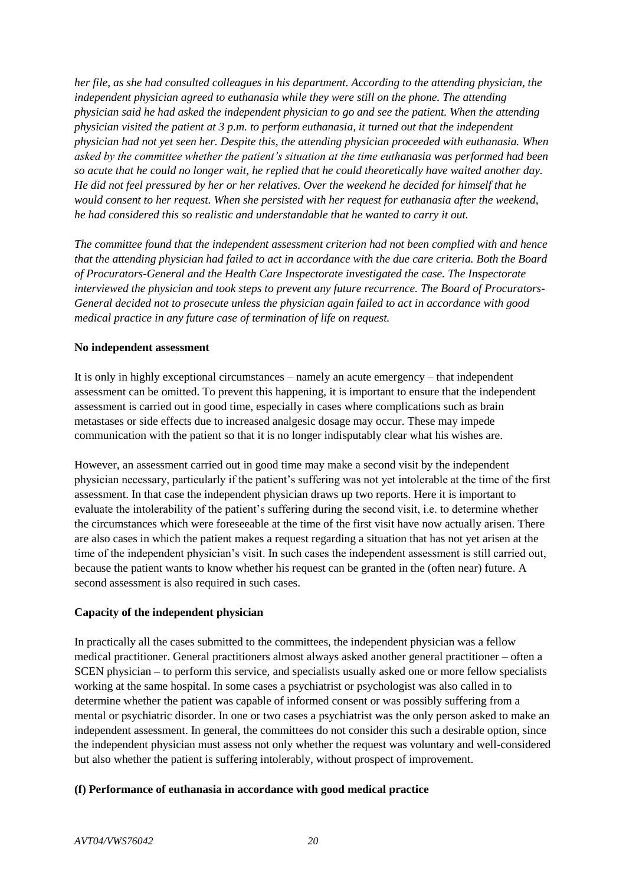*her file, as she had consulted colleagues in his department. According to the attending physician, the independent physician agreed to euthanasia while they were still on the phone. The attending physician said he had asked the independent physician to go and see the patient. When the attending physician visited the patient at 3 p.m. to perform euthanasia, it turned out that the independent physician had not yet seen her. Despite this, the attending physician proceeded with euthanasia. When asked by the committee whether the patient's situation at the time euthanasia was performed had been so acute that he could no longer wait, he replied that he could theoretically have waited another day. He did not feel pressured by her or her relatives. Over the weekend he decided for himself that he would consent to her request. When she persisted with her request for euthanasia after the weekend, he had considered this so realistic and understandable that he wanted to carry it out.*

*The committee found that the independent assessment criterion had not been complied with and hence that the attending physician had failed to act in accordance with the due care criteria. Both the Board of Procurators-General and the Health Care Inspectorate investigated the case. The Inspectorate interviewed the physician and took steps to prevent any future recurrence. The Board of Procurators-General decided not to prosecute unless the physician again failed to act in accordance with good medical practice in any future case of termination of life on request.*

**No independent assessment**

It is only in highly exceptional circumstances – namely an acute emergency – that independent assessment can be omitted. To prevent this happening, it is important to ensure that the independent assessment is carried out in good time, especially in cases where complications such as brain metastases or side effects due to increased analgesic dosage may occur. These may impede communication with the patient so that it is no longer indisputably clear what his wishes are.

However, an assessment carried out in good time may make a second visit by the independent physician necessary, particularly if the patient's suffering was not yet intolerable at the time of the first assessment. In that case the independent physician draws up two reports. Here it is important to evaluate the intolerability of the patient's suffering during the second visit, i.e. to determine whether the circumstances which were foreseeable at the time of the first visit have now actually arisen. There are also cases in which the patient makes a request regarding a situation that has not yet arisen at the time of the independent physician's visit. In such cases the independent assessment is still carried out, because the patient wants to know whether his request can be granted in the (often near) future. A second assessment is also required in such cases.

**Capacity of the independent physician**

In practically all the cases submitted to the committees, the independent physician was a fellow medical practitioner. General practitioners almost always asked another general practitioner – often a SCEN physician – to perform this service, and specialists usually asked one or more fellow specialists working at the same hospital. In some cases a psychiatrist or psychologist was also called in to determine whether the patient was capable of informed consent or was possibly suffering from a mental or psychiatric disorder. In one or two cases a psychiatrist was the only person asked to make an independent assessment. In general, the committees do not consider this such a desirable option, since the independent physician must assess not only whether the request was voluntary and well-considered but also whether the patient is suffering intolerably, without prospect of improvement.

**(f) Performance of euthanasia in accordance with good medical practice**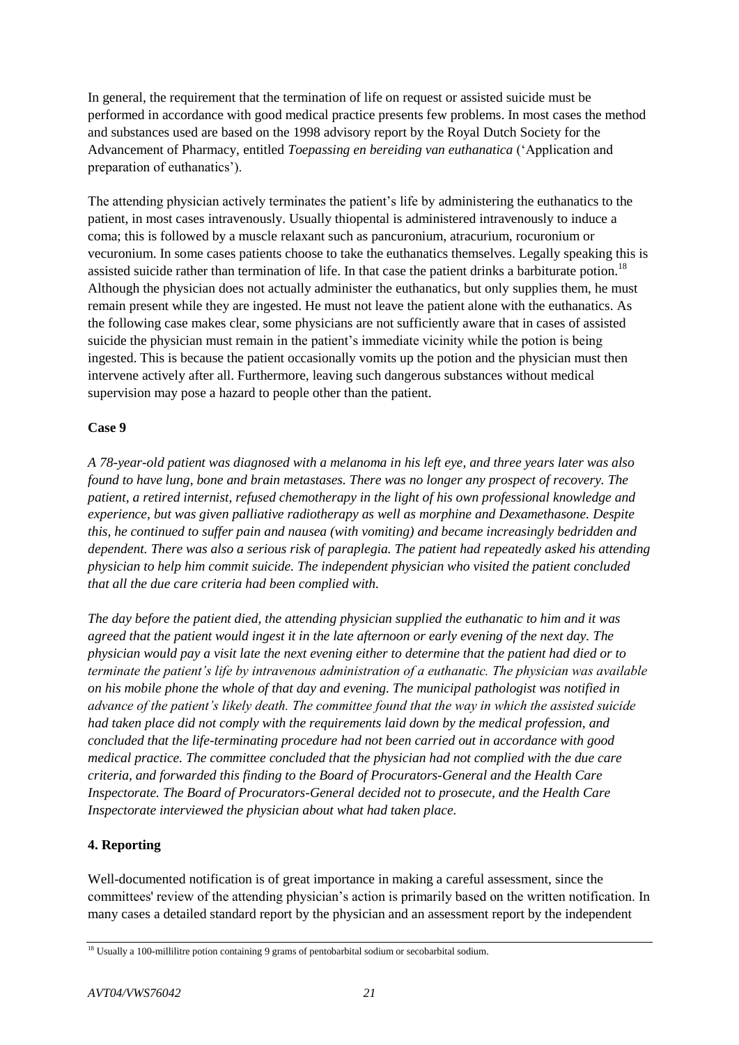In general, the requirement that the termination of life on request or assisted suicide must be performed in accordance with good medical practice presents few problems. In most cases the method and substances used are based on the 1998 advisory report by the Royal Dutch Society for the Advancement of Pharmacy, entitled *Toepassing en bereiding van euthanatica* ('Application and preparation of euthanatics').

The attending physician actively terminates the patient's life by administering the euthanatics to the patient, in most cases intravenously. Usually thiopental is administered intravenously to induce a coma; this is followed by a muscle relaxant such as pancuronium, atracurium, rocuronium or vecuronium. In some cases patients choose to take the euthanatics themselves. Legally speaking this is assisted suicide rather than termination of life. In that case the patient drinks a barbiturate potion.[18] Although the physician does not actually administer the euthanatics, but only supplies them, he must remain present while they are ingested. He must not leave the patient alone with the euthanatics. As the following case makes clear, some physicians are not sufficiently aware that in cases of assisted suicide the physician must remain in the patient's immediate vicinity while the potion is being ingested. This is because the patient occasionally vomits up the potion and the physician must then intervene actively after all. Furthermore, leaving such dangerous substances without medical supervision may pose a hazard to people other than the patient.

**Case 9**

*A 78-year-old patient was diagnosed with a melanoma in his left eye, and three years later was also found to have lung, bone and brain metastases. There was no longer any prospect of recovery. The patient, a retired internist, refused chemotherapy in the light of his own professional knowledge and experience, but was given palliative radiotherapy as well as morphine and Dexamethasone. Despite this, he continued to suffer pain and nausea (with vomiting) and became increasingly bedridden and dependent. There was also a serious risk of paraplegia. The patient had repeatedly asked his attending physician to help him commit suicide. The independent physician who visited the patient concluded that all the due care criteria had been complied with.*

*The day before the patient died, the attending physician supplied the euthanatic to him and it was agreed that the patient would ingest it in the late afternoon or early evening of the next day. The physician would pay a visit late the next evening either to determine that the patient had died or to terminate the patient's life by intravenous administration of a euthanatic. The physician was available on his mobile phone the whole of that day and evening. The municipal pathologist was notified in advance of the patient's likely death. The committee found that the way in which the assisted suicide had taken place did not comply with the requirements laid down by the medical profession, and concluded that the life-terminating procedure had not been carried out in accordance with good medical practice. The committee concluded that the physician had not complied with the due care criteria, and forwarded this finding to the Board of Procurators-General and the Health Care Inspectorate. The Board of Procurators-General decided not to prosecute, and the Health Care Inspectorate interviewed the physician about what had taken place.*

## 4. Reporting

Well-documented notification is of great importance in making a careful assessment, since the committees' review of the attending physician's action is primarily based on the written notification. In many cases a detailed standard report by the physician and an assessment report by the independent

[18] Usually a 100-millilitre potion containing 9 grams of pentobarbital sodium or secobarbital sodium.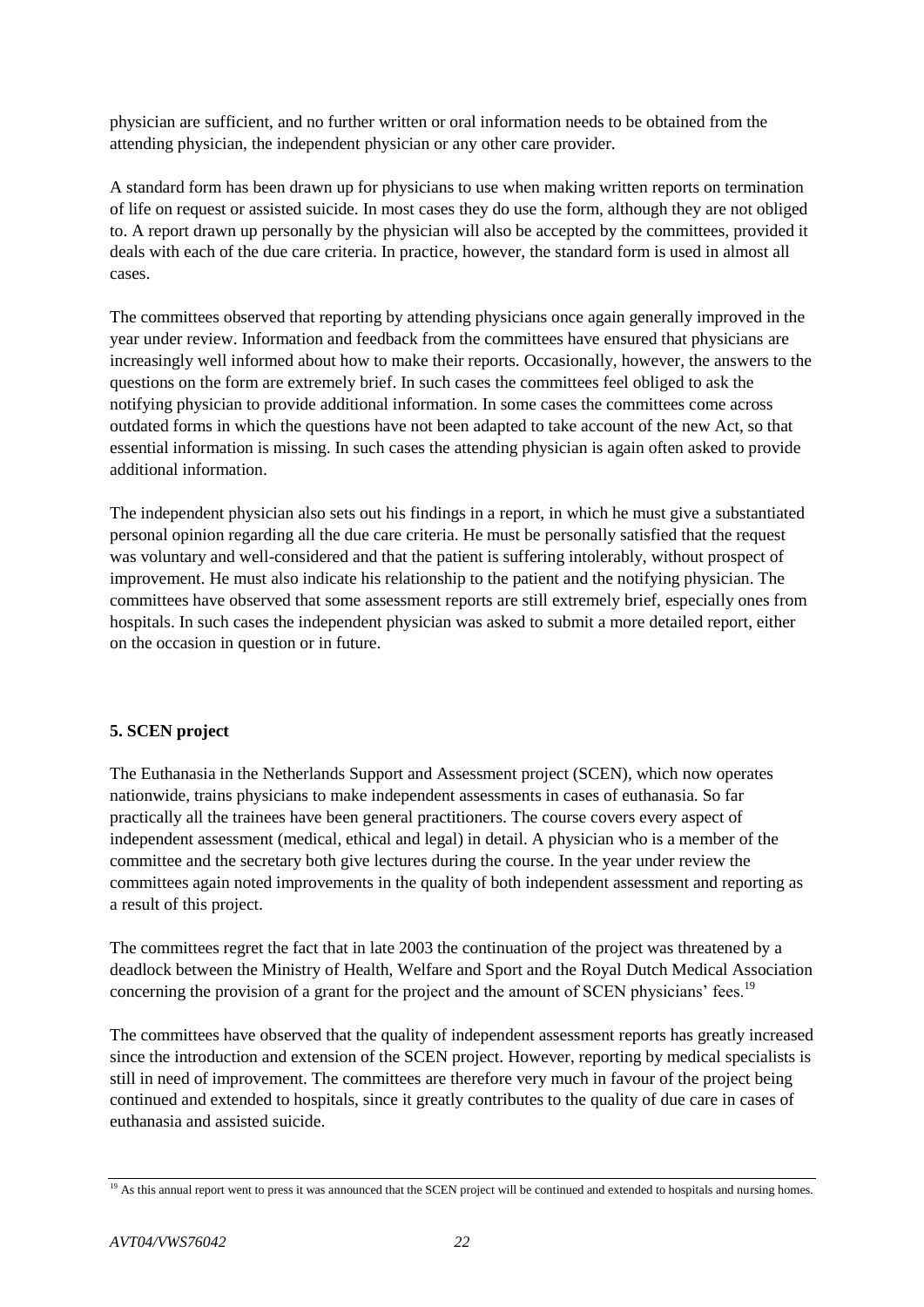physician are sufficient, and no further written or oral information needs to be obtained from the attending physician, the independent physician or any other care provider.

A standard form has been drawn up for physicians to use when making written reports on termination of life on request or assisted suicide. In most cases they do use the form, although they are not obliged to. A report drawn up personally by the physician will also be accepted by the committees, provided it deals with each of the due care criteria. In practice, however, the standard form is used in almost all cases.

The committees observed that reporting by attending physicians once again generally improved in the year under review. Information and feedback from the committees have ensured that physicians are increasingly well informed about how to make their reports. Occasionally, however, the answers to the questions on the form are extremely brief. In such cases the committees feel obliged to ask the notifying physician to provide additional information. In some cases the committees come across outdated forms in which the questions have not been adapted to take account of the new Act, so that essential information is missing. In such cases the attending physician is again often asked to provide additional information.

The independent physician also sets out his findings in a report, in which he must give a substantiated personal opinion regarding all the due care criteria. He must be personally satisfied that the request was voluntary and well-considered and that the patient is suffering intolerably, without prospect of improvement. He must also indicate his relationship to the patient and the notifying physician. The committees have observed that some assessment reports are still extremely brief, especially ones from hospitals. In such cases the independent physician was asked to submit a more detailed report, either on the occasion in question or in future.

## 5. SCEN project

The Euthanasia in the Netherlands Support and Assessment project (SCEN), which now operates nationwide, trains physicians to make independent assessments in cases of euthanasia. So far practically all the trainees have been general practitioners. The course covers every aspect of independent assessment (medical, ethical and legal) in detail. A physician who is a member of the committee and the secretary both give lectures during the course. In the year under review the committees again noted improvements in the quality of both independent assessment and reporting as a result of this project.

The committees regret the fact that in late 2003 the continuation of the project was threatened by a deadlock between the Ministry of Health, Welfare and Sport and the Royal Dutch Medical Association concerning the provision of a grant for the project and the amount of SCEN physicians' fees.[19]

The committees have observed that the quality of independent assessment reports has greatly increased since the introduction and extension of the SCEN project. However, reporting by medical specialists is still in need of improvement. The committees are therefore very much in favour of the project being continued and extended to hospitals, since it greatly contributes to the quality of due care in cases of euthanasia and assisted suicide.

[19] As this annual report went to press it was announced that the SCEN project will be continued and extended to hospitals and nursing homes.